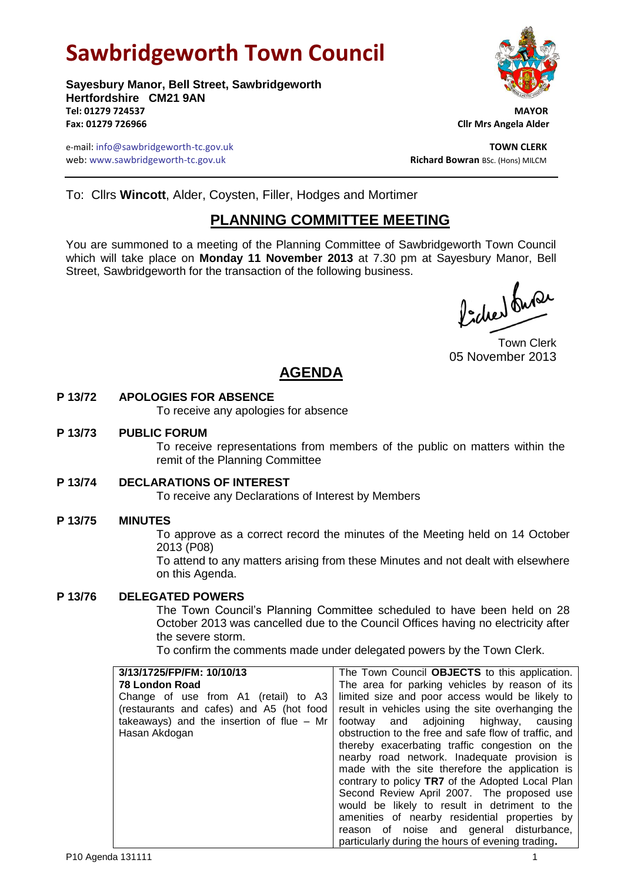# Sawbridgeworth Town Council

**Sayesbury Manor, Bell Street, Sawbridgeworth**
**Hertfordshire CM21 9AN**
**Tel: 01279 724537**
**Fax: 01279 726966**

**MAYOR**
**Cllr Mrs Angela Alder**

e-mail: info@sawbridgeworth-tc.gov.uk
web: www.sawbridgeworth-tc.gov.uk

**TOWN CLERK**
**Richard Bowran** BSc. (Hons) MILCM

To: Cllrs **Wincott**, Alder, Coysten, Filler, Hodges and Mortimer

## PLANNING COMMITTEE MEETING

You are summoned to a meeting of the Planning Committee of Sawbridgeworth Town Council which will take place on **Monday 11 November 2013** at 7.30 pm at Sayesbury Manor, Bell Street, Sawbridgeworth for the transaction of the following business.

Town Clerk
05 November 2013

## AGENDA

**P 13/72 APOLOGIES FOR ABSENCE**

To receive any apologies for absence

**P 13/73 PUBLIC FORUM**

To receive representations from members of the public on matters within the remit of the Planning Committee

**P 13/74 DECLARATIONS OF INTEREST**

To receive any Declarations of Interest by Members

**P 13/75 MINUTES**

To approve as a correct record the minutes of the Meeting held on 14 October 2013 (P08)

To attend to any matters arising from these Minutes and not dealt with elsewhere on this Agenda.

**P 13/76 DELEGATED POWERS**

The Town Council's Planning Committee scheduled to have been held on 28 October 2013 was cancelled due to the Council Offices having no electricity after the severe storm.

To confirm the comments made under delegated powers by the Town Clerk.

| | |
|---|---|
| **3/13/1725/FP/FM: 10/10/13**<br>**78 London Road**<br>Change of use from A1 (retail) to A3 (restaurants and cafes) and A5 (hot food takeaways) and the insertion of flue – Mr Hasan Akdogan | The Town Council **OBJECTS** to this application. The area for parking vehicles by reason of its limited size and poor access would be likely to result in vehicles using the site overhanging the footway and adjoining highway, causing obstruction to the free and safe flow of traffic, and thereby exacerbating traffic congestion on the nearby road network. Inadequate provision is made with the site therefore the application is contrary to policy **TR7** of the Adopted Local Plan Second Review April 2007. The proposed use would be likely to result in detriment to the amenities of nearby residential properties by reason of noise and general disturbance, particularly during the hours of evening trading**.** |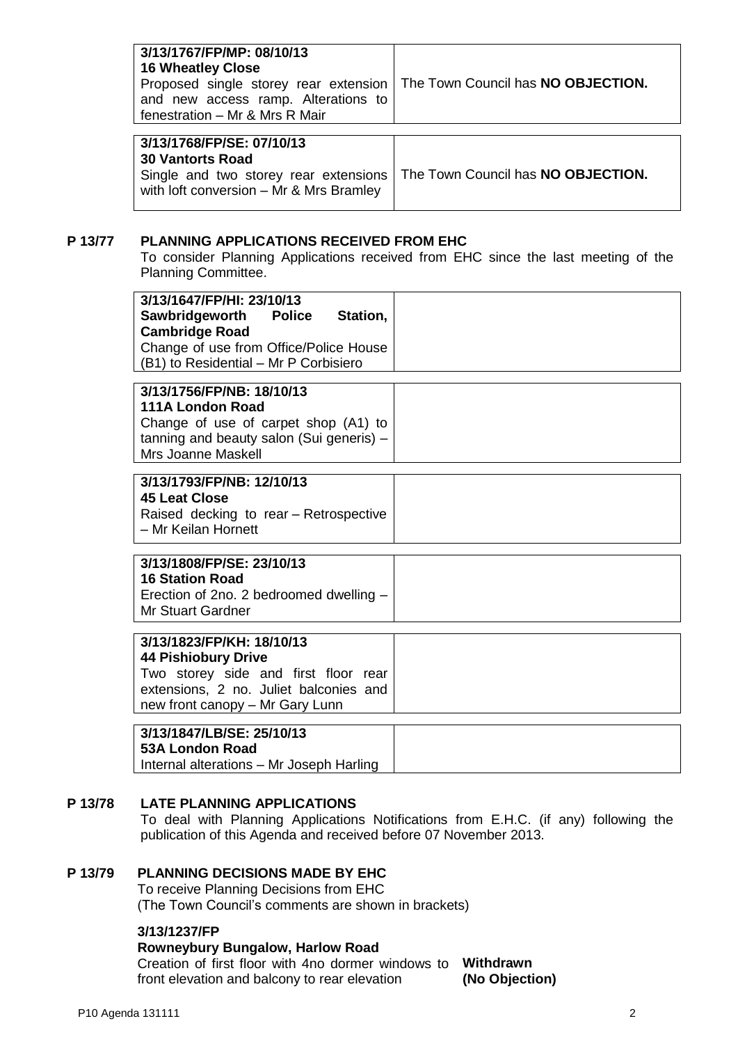| | |
|---|---|
| **3/13/1767/FP/MP: 08/10/13**<br>**16 Wheatley Close**<br>Proposed single storey rear extension and new access ramp. Alterations to fenestration – Mr & Mrs R Mair | The Town Council has **NO OBJECTION.** |

| | |
|---|---|
| **3/13/1768/FP/SE: 07/10/13**<br>**30 Vantorts Road**<br>Single and two storey rear extensions with loft conversion – Mr & Mrs Bramley | The Town Council has **NO OBJECTION.** |

## P 13/77 PLANNING APPLICATIONS RECEIVED FROM EHC

To consider Planning Applications received from EHC since the last meeting of the Planning Committee.

| | |
|---|---|
| **3/13/1647/FP/HI: 23/10/13**<br>**Sawbridgeworth Police Station, Cambridge Road**<br>Change of use from Office/Police House (B1) to Residential – Mr P Corbisiero | |

| | |
|---|---|
| **3/13/1756/FP/NB: 18/10/13**<br>**111A London Road**<br>Change of use of carpet shop (A1) to tanning and beauty salon (Sui generis) – Mrs Joanne Maskell | |

| | |
|---|---|
| **3/13/1793/FP/NB: 12/10/13**<br>**45 Leat Close**<br>Raised decking to rear – Retrospective – Mr Keilan Hornett | |

| | |
|---|---|
| **3/13/1808/FP/SE: 23/10/13**<br>**16 Station Road**<br>Erection of 2no. 2 bedroomed dwelling – Mr Stuart Gardner | |

| | |
|---|---|
| **3/13/1823/FP/KH: 18/10/13**<br>**44 Pishiobury Drive**<br>Two storey side and first floor rear extensions, 2 no. Juliet balconies and new front canopy – Mr Gary Lunn | |

| | |
|---|---|
| **3/13/1847/LB/SE: 25/10/13**<br>**53A London Road**<br>Internal alterations – Mr Joseph Harling | |

## P 13/78 LATE PLANNING APPLICATIONS

To deal with Planning Applications Notifications from E.H.C. (if any) following the publication of this Agenda and received before 07 November 2013.

## P 13/79 PLANNING DECISIONS MADE BY EHC

To receive Planning Decisions from EHC
(The Town Council's comments are shown in brackets)

**3/13/1237/FP**
**Rowneybury Bungalow, Harlow Road**
Creation of first floor with 4no dormer windows to front elevation and balcony to rear elevation — **Withdrawn (No Objection)**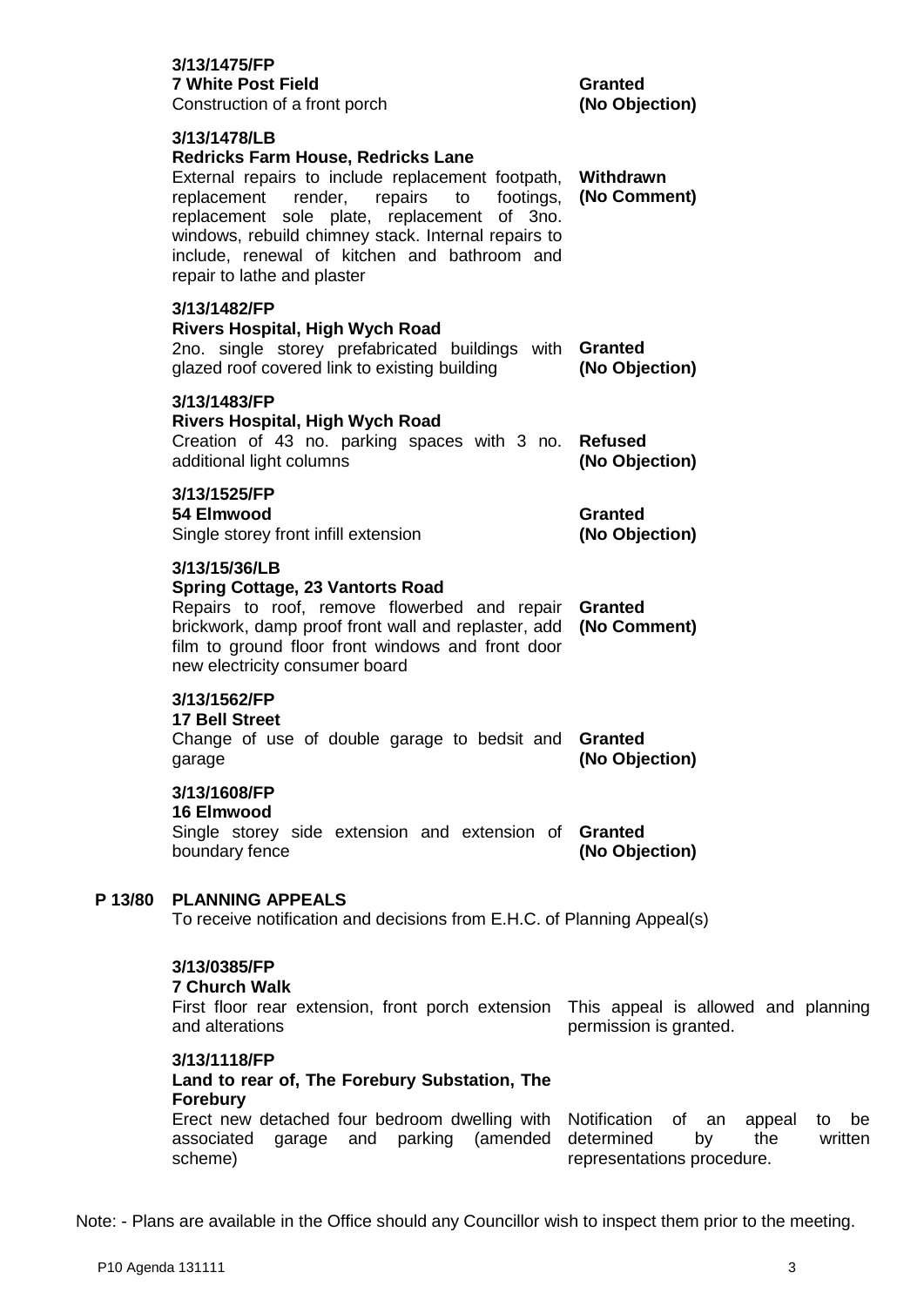**3/13/1475/FP**
**7 White Post Field**
Construction of a front porch — **Granted (No Objection)**

**3/13/1478/LB**
**Redricks Farm House, Redricks Lane**
External repairs to include replacement footpath, replacement render, repairs to footings, replacement sole plate, replacement of 3no. windows, rebuild chimney stack. Internal repairs to include, renewal of kitchen and bathroom and repair to lathe and plaster — **Withdrawn (No Comment)**

**3/13/1482/FP**
**Rivers Hospital, High Wych Road**
2no. single storey prefabricated buildings with glazed roof covered link to existing building — **Granted (No Objection)**

**3/13/1483/FP**
**Rivers Hospital, High Wych Road**
Creation of 43 no. parking spaces with 3 no. additional light columns — **Refused (No Objection)**

**3/13/1525/FP**
**54 Elmwood**
Single storey front infill extension — **Granted (No Objection)**

**3/13/15/36/LB**
**Spring Cottage, 23 Vantorts Road**
Repairs to roof, remove flowerbed and repair brickwork, damp proof front wall and replaster, add film to ground floor front windows and front door new electricity consumer board — **Granted (No Comment)**

**3/13/1562/FP**
**17 Bell Street**
Change of use of double garage to bedsit and garage — **Granted (No Objection)**

**3/13/1608/FP**
**16 Elmwood**
Single storey side extension and extension of boundary fence — **Granted (No Objection)**

## P 13/80 PLANNING APPEALS

To receive notification and decisions from E.H.C. of Planning Appeal(s)

**3/13/0385/FP**
**7 Church Walk**
First floor rear extension, front porch extension and alterations — This appeal is allowed and planning permission is granted.

**3/13/1118/FP**
**Land to rear of, The Forebury Substation, The Forebury**
Erect new detached four bedroom dwelling with associated garage and parking (amended scheme) — Notification of an appeal to be determined by the written representations procedure.

Note: - Plans are available in the Office should any Councillor wish to inspect them prior to the meeting.